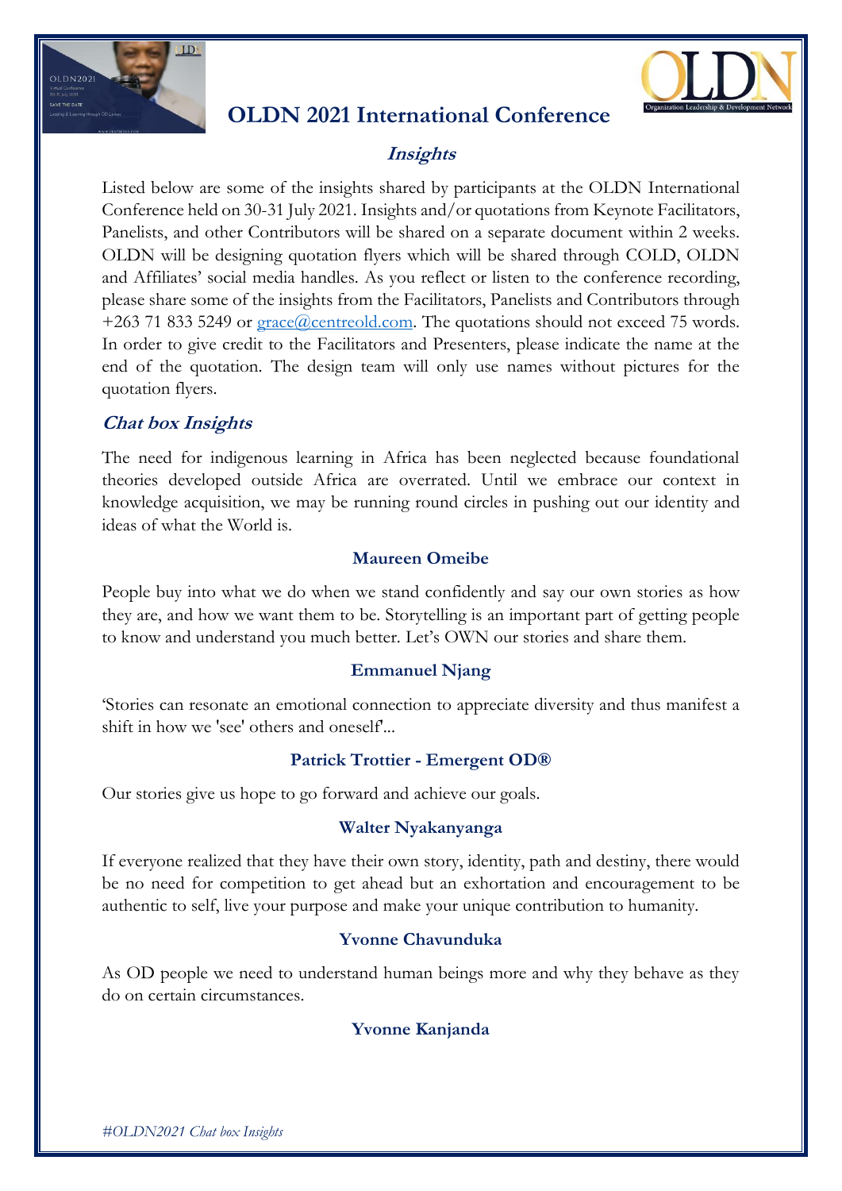# OLDN 2021 International Conference

## *Insights*

Listed below are some of the insights shared by participants at the OLDN International Conference held on 30-31 July 2021. Insights and/or quotations from Keynote Facilitators, Panelists, and other Contributors will be shared on a separate document within 2 weeks. OLDN will be designing quotation flyers which will be shared through COLD, OLDN and Affiliates' social media handles. As you reflect or listen to the conference recording, please share some of the insights from the Facilitators, Panelists and Contributors through +263 71 833 5249 or grace@centreold.com. The quotations should not exceed 75 words. In order to give credit to the Facilitators and Presenters, please indicate the name at the end of the quotation. The design team will only use names without pictures for the quotation flyers.

## *Chat box Insights*

The need for indigenous learning in Africa has been neglected because foundational theories developed outside Africa are overrated. Until we embrace our context in knowledge acquisition, we may be running round circles in pushing out our identity and ideas of what the World is.

**Maureen Omeibe**

People buy into what we do when we stand confidently and say our own stories as how they are, and how we want them to be. Storytelling is an important part of getting people to know and understand you much better. Let's OWN our stories and share them.

**Emmanuel Njang**

'Stories can resonate an emotional connection to appreciate diversity and thus manifest a shift in how we 'see' others and oneself'...

**Patrick Trottier - Emergent OD®**

Our stories give us hope to go forward and achieve our goals.

**Walter Nyakanyanga**

If everyone realized that they have their own story, identity, path and destiny, there would be no need for competition to get ahead but an exhortation and encouragement to be authentic to self, live your purpose and make your unique contribution to humanity.

**Yvonne Chavunduka**

As OD people we need to understand human beings more and why they behave as they do on certain circumstances.

**Yvonne Kanjanda**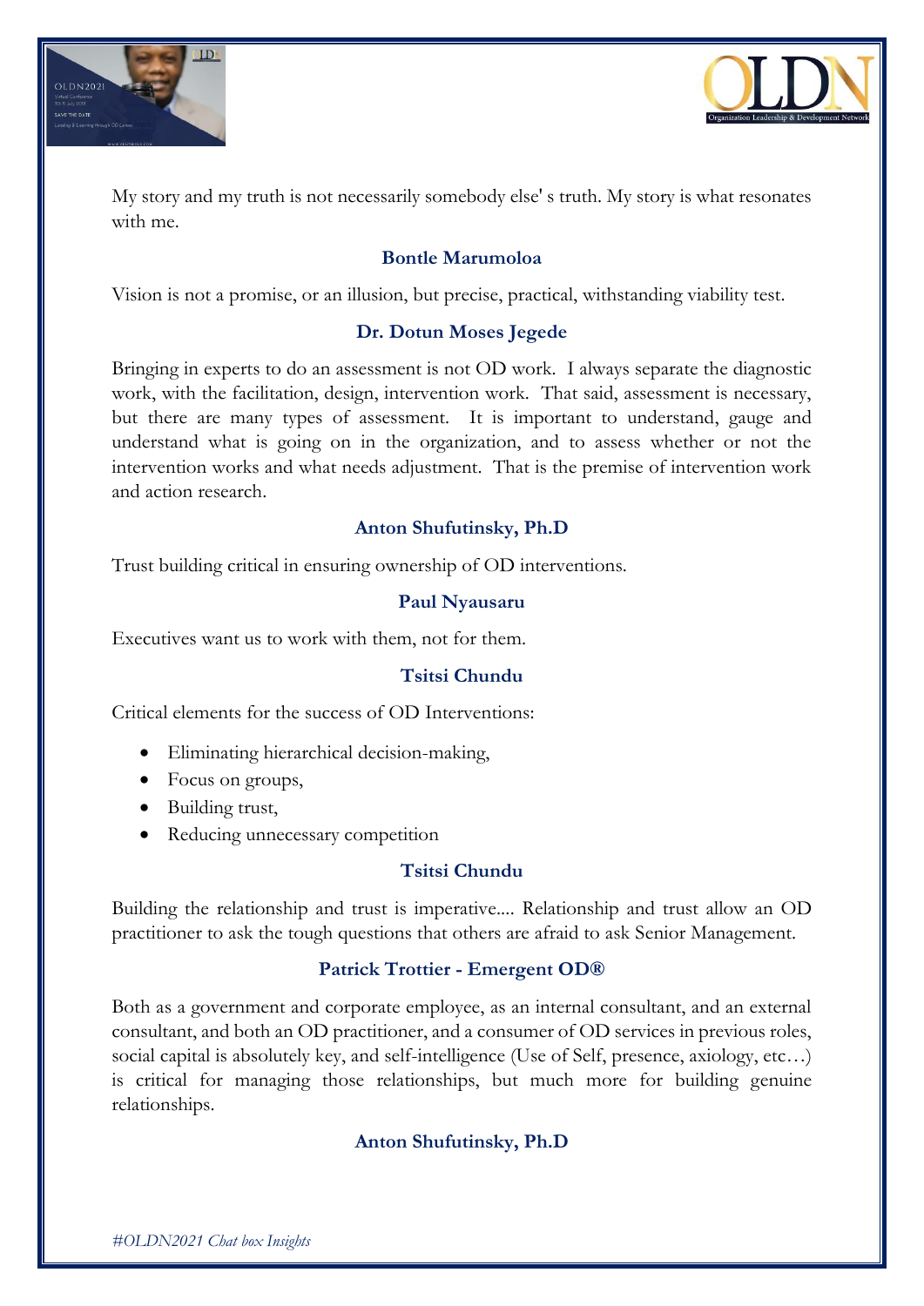My story and my truth is not necessarily somebody else' s truth. My story is what resonates with me.

**Bontle Marumoloa**

Vision is not a promise, or an illusion, but precise, practical, withstanding viability test.

**Dr. Dotun Moses Jegede**

Bringing in experts to do an assessment is not OD work. I always separate the diagnostic work, with the facilitation, design, intervention work. That said, assessment is necessary, but there are many types of assessment. It is important to understand, gauge and understand what is going on in the organization, and to assess whether or not the intervention works and what needs adjustment. That is the premise of intervention work and action research.

**Anton Shufutinsky, Ph.D**

Trust building critical in ensuring ownership of OD interventions.

**Paul Nyausaru**

Executives want us to work with them, not for them.

**Tsitsi Chundu**

Critical elements for the success of OD Interventions:

- Eliminating hierarchical decision-making,
- Focus on groups,
- Building trust,
- Reducing unnecessary competition

**Tsitsi Chundu**

Building the relationship and trust is imperative.... Relationship and trust allow an OD practitioner to ask the tough questions that others are afraid to ask Senior Management.

**Patrick Trottier - Emergent OD®**

Both as a government and corporate employee, as an internal consultant, and an external consultant, and both an OD practitioner, and a consumer of OD services in previous roles, social capital is absolutely key, and self-intelligence (Use of Self, presence, axiology, etc…) is critical for managing those relationships, but much more for building genuine relationships.

**Anton Shufutinsky, Ph.D**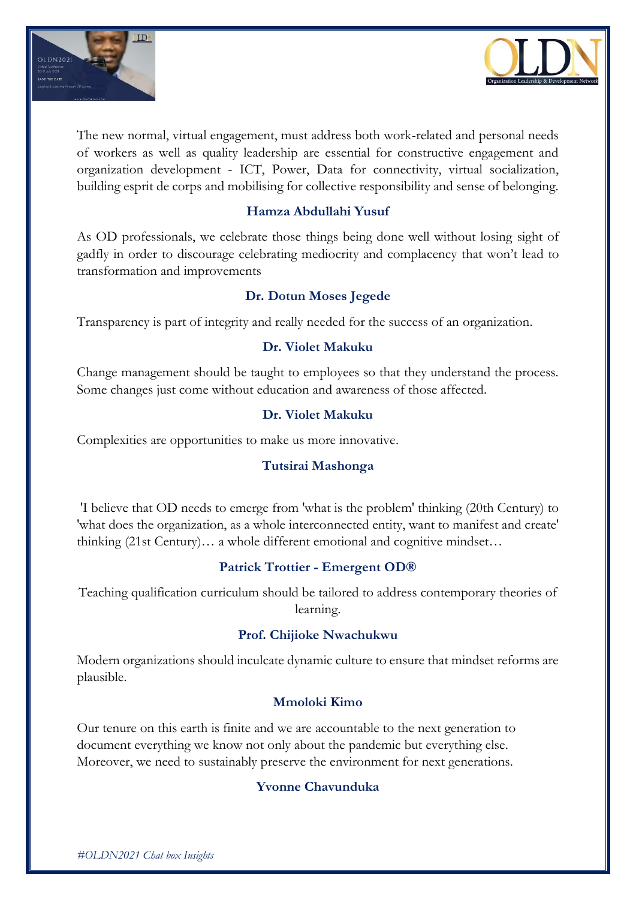The new normal, virtual engagement, must address both work-related and personal needs of workers as well as quality leadership are essential for constructive engagement and organization development - ICT, Power, Data for connectivity, virtual socialization, building esprit de corps and mobilising for collective responsibility and sense of belonging.

**Hamza Abdullahi Yusuf**

As OD professionals, we celebrate those things being done well without losing sight of gadfly in order to discourage celebrating mediocrity and complacency that won't lead to transformation and improvements

**Dr. Dotun Moses Jegede**

Transparency is part of integrity and really needed for the success of an organization.

**Dr. Violet Makuku**

Change management should be taught to employees so that they understand the process. Some changes just come without education and awareness of those affected.

**Dr. Violet Makuku**

Complexities are opportunities to make us more innovative.

**Tutsirai Mashonga**

'I believe that OD needs to emerge from 'what is the problem' thinking (20th Century) to 'what does the organization, as a whole interconnected entity, want to manifest and create' thinking (21st Century)… a whole different emotional and cognitive mindset…

**Patrick Trottier - Emergent OD®**

Teaching qualification curriculum should be tailored to address contemporary theories of learning.

**Prof. Chijioke Nwachukwu**

Modern organizations should inculcate dynamic culture to ensure that mindset reforms are plausible.

**Mmoloki Kimo**

Our tenure on this earth is finite and we are accountable to the next generation to document everything we know not only about the pandemic but everything else. Moreover, we need to sustainably preserve the environment for next generations.

**Yvonne Chavunduka**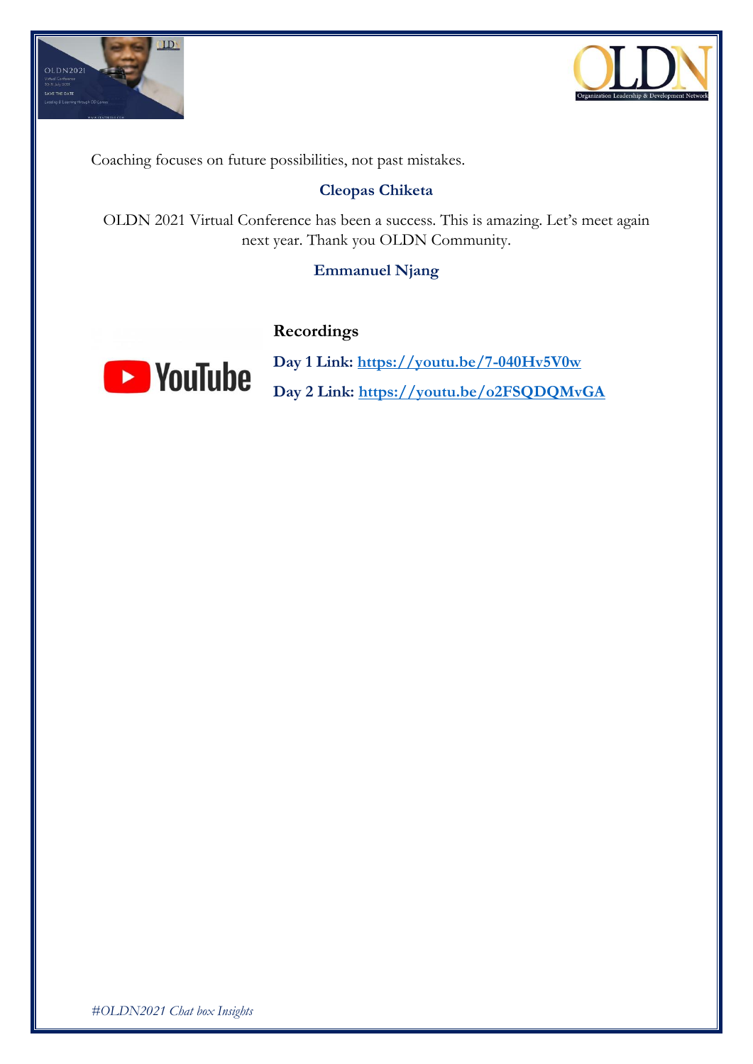Coaching focuses on future possibilities, not past mistakes.

**Cleopas Chiketa**

OLDN 2021 Virtual Conference has been a success. This is amazing. Let's meet again next year. Thank you OLDN Community.

**Emmanuel Njang**

**Recordings**

**Day 1 Link: https://youtu.be/7-040Hv5V0w**

**Day 2 Link: https://youtu.be/o2FSQDQMvGA**